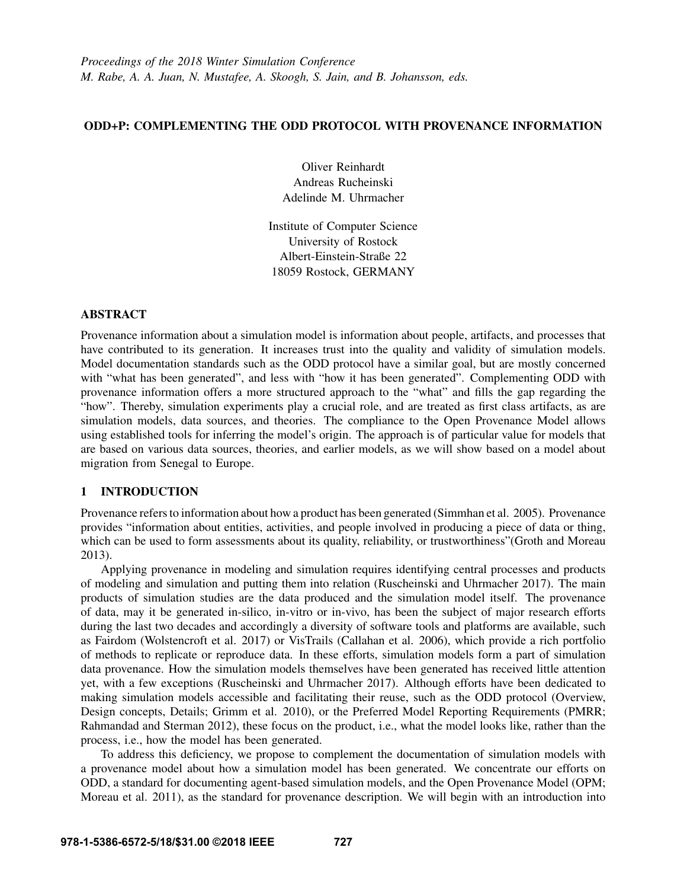*Proceedings of the 2018 Winter Simulation Conference*
*M. Rabe, A. A. Juan, N. Mustafee, A. Skoogh, S. Jain, and B. Johansson, eds.*

# ODD+P: COMPLEMENTING THE ODD PROTOCOL WITH PROVENANCE INFORMATION

Oliver Reinhardt
Andreas Rucheinski
Adelinde M. Uhrmacher

Institute of Computer Science
University of Rostock
Albert-Einstein-Straße 22
18059 Rostock, GERMANY

## ABSTRACT

Provenance information about a simulation model is information about people, artifacts, and processes that have contributed to its generation. It increases trust into the quality and validity of simulation models. Model documentation standards such as the ODD protocol have a similar goal, but are mostly concerned with "what has been generated", and less with "how it has been generated". Complementing ODD with provenance information offers a more structured approach to the "what" and fills the gap regarding the "how". Thereby, simulation experiments play a crucial role, and are treated as first class artifacts, as are simulation models, data sources, and theories. The compliance to the Open Provenance Model allows using established tools for inferring the model's origin. The approach is of particular value for models that are based on various data sources, theories, and earlier models, as we will show based on a model about migration from Senegal to Europe.

## 1 INTRODUCTION

Provenance refers to information about how a product has been generated (Simmhan et al. 2005). Provenance provides "information about entities, activities, and people involved in producing a piece of data or thing, which can be used to form assessments about its quality, reliability, or trustworthiness"(Groth and Moreau 2013).

Applying provenance in modeling and simulation requires identifying central processes and products of modeling and simulation and putting them into relation (Ruscheinski and Uhrmacher 2017). The main products of simulation studies are the data produced and the simulation model itself. The provenance of data, may it be generated in-silico, in-vitro or in-vivo, has been the subject of major research efforts during the last two decades and accordingly a diversity of software tools and platforms are available, such as Fairdom (Wolstencroft et al. 2017) or VisTrails (Callahan et al. 2006), which provide a rich portfolio of methods to replicate or reproduce data. In these efforts, simulation models form a part of simulation data provenance. How the simulation models themselves have been generated has received little attention yet, with a few exceptions (Ruscheinski and Uhrmacher 2017). Although efforts have been dedicated to making simulation models accessible and facilitating their reuse, such as the ODD protocol (Overview, Design concepts, Details; Grimm et al. 2010), or the Preferred Model Reporting Requirements (PMRR; Rahmandad and Sterman 2012), these focus on the product, i.e., what the model looks like, rather than the process, i.e., how the model has been generated.

To address this deficiency, we propose to complement the documentation of simulation models with a provenance model about how a simulation model has been generated. We concentrate our efforts on ODD, a standard for documenting agent-based simulation models, and the Open Provenance Model (OPM; Moreau et al. 2011), as the standard for provenance description. We will begin with an introduction into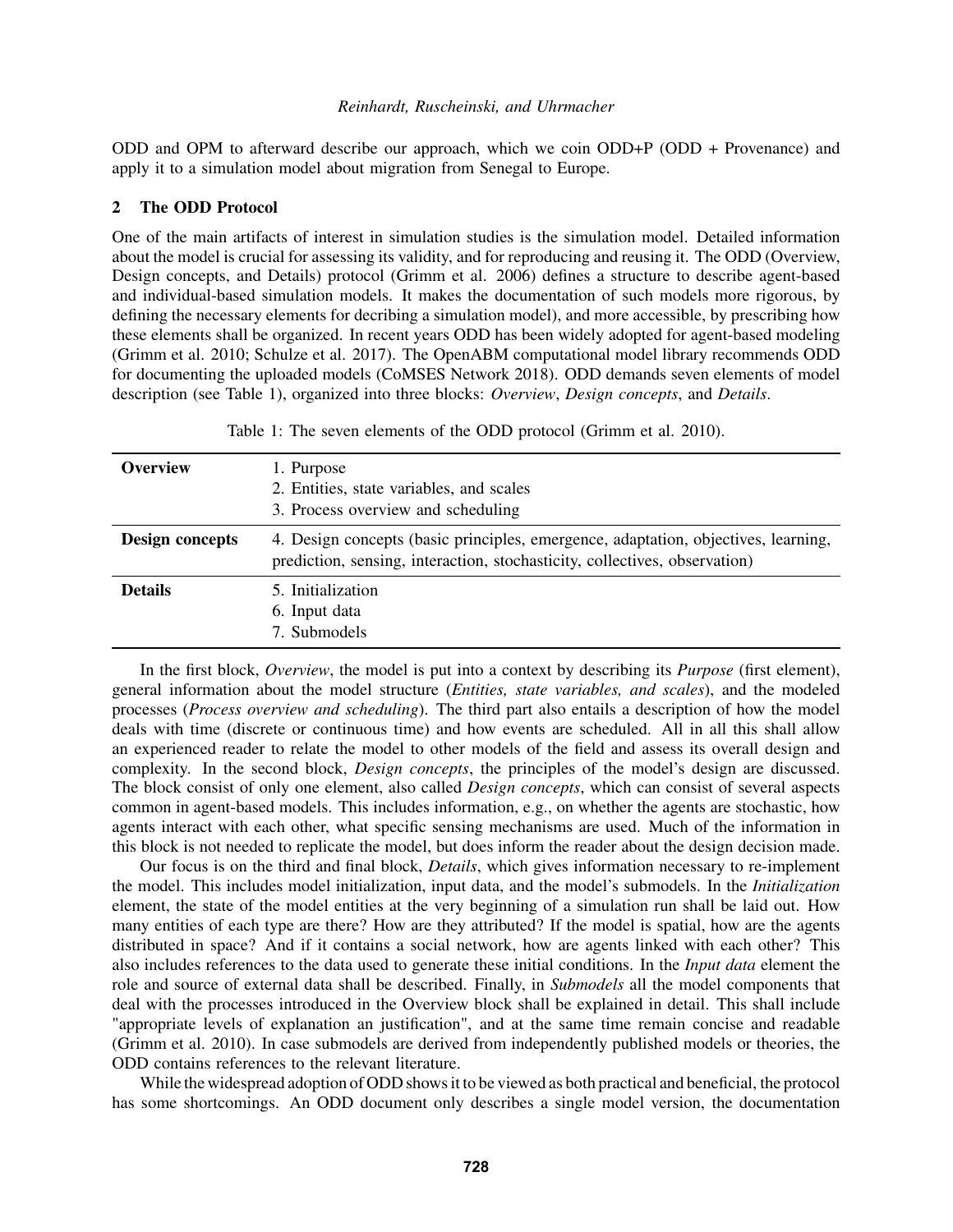ODD and OPM to afterward describe our approach, which we coin ODD+P (ODD + Provenance) and apply it to a simulation model about migration from Senegal to Europe.

## 2 The ODD Protocol

One of the main artifacts of interest in simulation studies is the simulation model. Detailed information about the model is crucial for assessing its validity, and for reproducing and reusing it. The ODD (Overview, Design concepts, and Details) protocol (Grimm et al. 2006) defines a structure to describe agent-based and individual-based simulation models. It makes the documentation of such models more rigorous, by defining the necessary elements for decribing a simulation model), and more accessible, by prescribing how these elements shall be organized. In recent years ODD has been widely adopted for agent-based modeling (Grimm et al. 2010; Schulze et al. 2017). The OpenABM computational model library recommends ODD for documenting the uploaded models (CoMSES Network 2018). ODD demands seven elements of model description (see Table 1), organized into three blocks: *Overview*, *Design concepts*, and *Details*.

Table 1: The seven elements of the ODD protocol (Grimm et al. 2010).

| | |
|---|---|
| **Overview** | 1. Purpose<br>2. Entities, state variables, and scales<br>3. Process overview and scheduling |
| **Design concepts** | 4. Design concepts (basic principles, emergence, adaptation, objectives, learning, prediction, sensing, interaction, stochasticity, collectives, observation) |
| **Details** | 5. Initialization<br>6. Input data<br>7. Submodels |

In the first block, *Overview*, the model is put into a context by describing its *Purpose* (first element), general information about the model structure (*Entities, state variables, and scales*), and the modeled processes (*Process overview and scheduling*). The third part also entails a description of how the model deals with time (discrete or continuous time) and how events are scheduled. All in all this shall allow an experienced reader to relate the model to other models of the field and assess its overall design and complexity. In the second block, *Design concepts*, the principles of the model's design are discussed. The block consist of only one element, also called *Design concepts*, which can consist of several aspects common in agent-based models. This includes information, e.g., on whether the agents are stochastic, how agents interact with each other, what specific sensing mechanisms are used. Much of the information in this block is not needed to replicate the model, but does inform the reader about the design decision made.

Our focus is on the third and final block, *Details*, which gives information necessary to re-implement the model. This includes model initialization, input data, and the model's submodels. In the *Initialization* element, the state of the model entities at the very beginning of a simulation run shall be laid out. How many entities of each type are there? How are they attributed? If the model is spatial, how are the agents distributed in space? And if it contains a social network, how are agents linked with each other? This also includes references to the data used to generate these initial conditions. In the *Input data* element the role and source of external data shall be described. Finally, in *Submodels* all the model components that deal with the processes introduced in the Overview block shall be explained in detail. This shall include "appropriate levels of explanation an justification", and at the same time remain concise and readable (Grimm et al. 2010). In case submodels are derived from independently published models or theories, the ODD contains references to the relevant literature.

While the widespread adoption of ODD shows it to be viewed as both practical and beneficial, the protocol has some shortcomings. An ODD document only describes a single model version, the documentation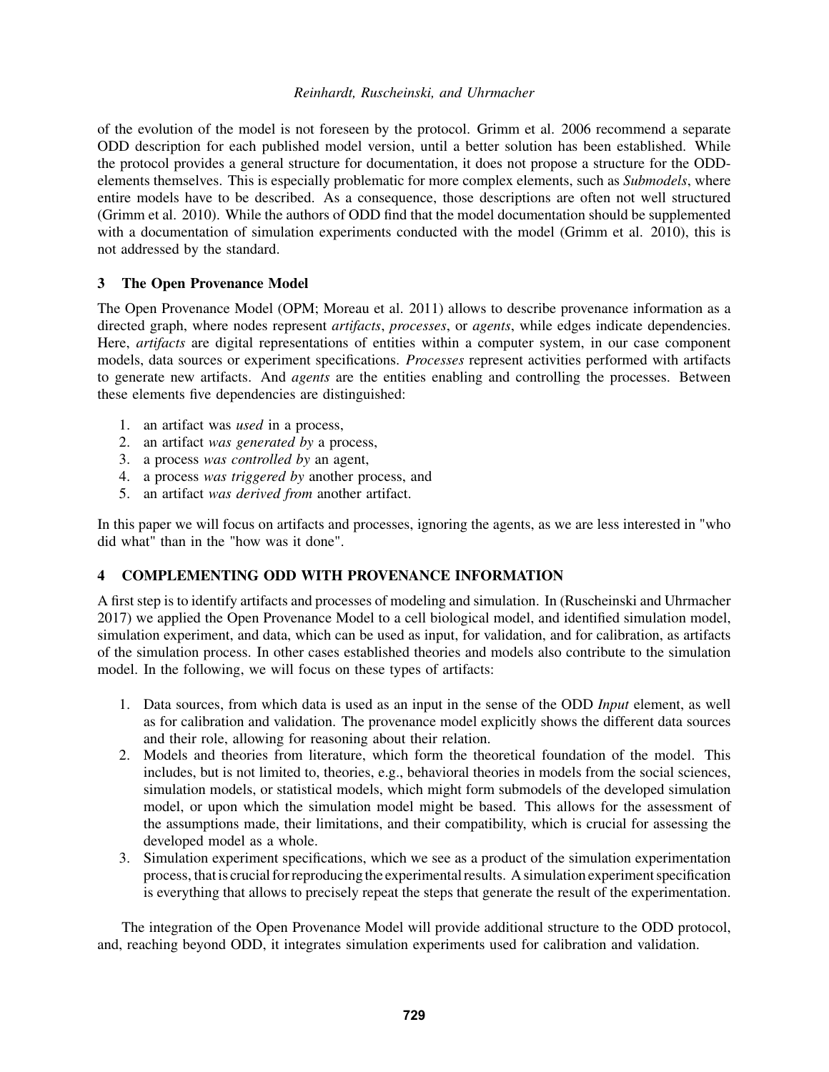of the evolution of the model is not foreseen by the protocol. Grimm et al. 2006 recommend a separate ODD description for each published model version, until a better solution has been established. While the protocol provides a general structure for documentation, it does not propose a structure for the ODD-elements themselves. This is especially problematic for more complex elements, such as *Submodels*, where entire models have to be described. As a consequence, those descriptions are often not well structured (Grimm et al. 2010). While the authors of ODD find that the model documentation should be supplemented with a documentation of simulation experiments conducted with the model (Grimm et al. 2010), this is not addressed by the standard.

## 3 The Open Provenance Model

The Open Provenance Model (OPM; Moreau et al. 2011) allows to describe provenance information as a directed graph, where nodes represent *artifacts*, *processes*, or *agents*, while edges indicate dependencies. Here, *artifacts* are digital representations of entities within a computer system, in our case component models, data sources or experiment specifications. *Processes* represent activities performed with artifacts to generate new artifacts. And *agents* are the entities enabling and controlling the processes. Between these elements five dependencies are distinguished:

1. an artifact was *used* in a process,
2. an artifact *was generated by* a process,
3. a process *was controlled by* an agent,
4. a process *was triggered by* another process, and
5. an artifact *was derived from* another artifact.

In this paper we will focus on artifacts and processes, ignoring the agents, as we are less interested in "who did what" than in the "how was it done".

## 4 COMPLEMENTING ODD WITH PROVENANCE INFORMATION

A first step is to identify artifacts and processes of modeling and simulation. In (Ruscheinski and Uhrmacher 2017) we applied the Open Provenance Model to a cell biological model, and identified simulation model, simulation experiment, and data, which can be used as input, for validation, and for calibration, as artifacts of the simulation process. In other cases established theories and models also contribute to the simulation model. In the following, we will focus on these types of artifacts:

1. Data sources, from which data is used as an input in the sense of the ODD *Input* element, as well as for calibration and validation. The provenance model explicitly shows the different data sources and their role, allowing for reasoning about their relation.
2. Models and theories from literature, which form the theoretical foundation of the model. This includes, but is not limited to, theories, e.g., behavioral theories in models from the social sciences, simulation models, or statistical models, which might form submodels of the developed simulation model, or upon which the simulation model might be based. This allows for the assessment of the assumptions made, their limitations, and their compatibility, which is crucial for assessing the developed model as a whole.
3. Simulation experiment specifications, which we see as a product of the simulation experimentation process, that is crucial for reproducing the experimental results. A simulation experiment specification is everything that allows to precisely repeat the steps that generate the result of the experimentation.

The integration of the Open Provenance Model will provide additional structure to the ODD protocol, and, reaching beyond ODD, it integrates simulation experiments used for calibration and validation.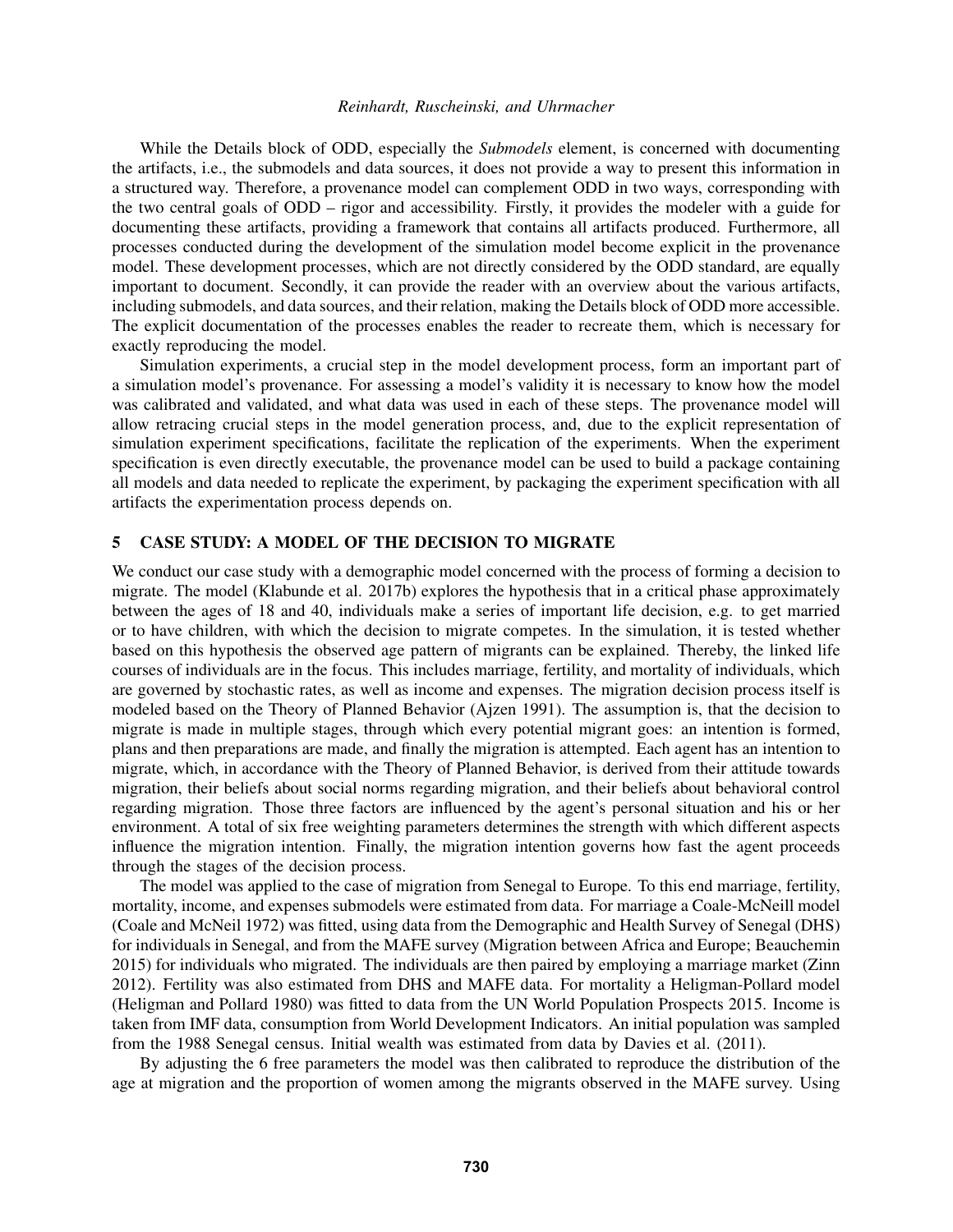While the Details block of ODD, especially the *Submodels* element, is concerned with documenting the artifacts, i.e., the submodels and data sources, it does not provide a way to present this information in a structured way. Therefore, a provenance model can complement ODD in two ways, corresponding with the two central goals of ODD – rigor and accessibility. Firstly, it provides the modeler with a guide for documenting these artifacts, providing a framework that contains all artifacts produced. Furthermore, all processes conducted during the development of the simulation model become explicit in the provenance model. These development processes, which are not directly considered by the ODD standard, are equally important to document. Secondly, it can provide the reader with an overview about the various artifacts, including submodels, and data sources, and their relation, making the Details block of ODD more accessible. The explicit documentation of the processes enables the reader to recreate them, which is necessary for exactly reproducing the model.

Simulation experiments, a crucial step in the model development process, form an important part of a simulation model's provenance. For assessing a model's validity it is necessary to know how the model was calibrated and validated, and what data was used in each of these steps. The provenance model will allow retracing crucial steps in the model generation process, and, due to the explicit representation of simulation experiment specifications, facilitate the replication of the experiments. When the experiment specification is even directly executable, the provenance model can be used to build a package containing all models and data needed to replicate the experiment, by packaging the experiment specification with all artifacts the experimentation process depends on.

## 5 CASE STUDY: A MODEL OF THE DECISION TO MIGRATE

We conduct our case study with a demographic model concerned with the process of forming a decision to migrate. The model (Klabunde et al. 2017b) explores the hypothesis that in a critical phase approximately between the ages of 18 and 40, individuals make a series of important life decision, e.g. to get married or to have children, with which the decision to migrate competes. In the simulation, it is tested whether based on this hypothesis the observed age pattern of migrants can be explained. Thereby, the linked life courses of individuals are in the focus. This includes marriage, fertility, and mortality of individuals, which are governed by stochastic rates, as well as income and expenses. The migration decision process itself is modeled based on the Theory of Planned Behavior (Ajzen 1991). The assumption is, that the decision to migrate is made in multiple stages, through which every potential migrant goes: an intention is formed, plans and then preparations are made, and finally the migration is attempted. Each agent has an intention to migrate, which, in accordance with the Theory of Planned Behavior, is derived from their attitude towards migration, their beliefs about social norms regarding migration, and their beliefs about behavioral control regarding migration. Those three factors are influenced by the agent's personal situation and his or her environment. A total of six free weighting parameters determines the strength with which different aspects influence the migration intention. Finally, the migration intention governs how fast the agent proceeds through the stages of the decision process.

The model was applied to the case of migration from Senegal to Europe. To this end marriage, fertility, mortality, income, and expenses submodels were estimated from data. For marriage a Coale-McNeill model (Coale and McNeil 1972) was fitted, using data from the Demographic and Health Survey of Senegal (DHS) for individuals in Senegal, and from the MAFE survey (Migration between Africa and Europe; Beauchemin 2015) for individuals who migrated. The individuals are then paired by employing a marriage market (Zinn 2012). Fertility was also estimated from DHS and MAFE data. For mortality a Heligman-Pollard model (Heligman and Pollard 1980) was fitted to data from the UN World Population Prospects 2015. Income is taken from IMF data, consumption from World Development Indicators. An initial population was sampled from the 1988 Senegal census. Initial wealth was estimated from data by Davies et al. (2011).

By adjusting the 6 free parameters the model was then calibrated to reproduce the distribution of the age at migration and the proportion of women among the migrants observed in the MAFE survey. Using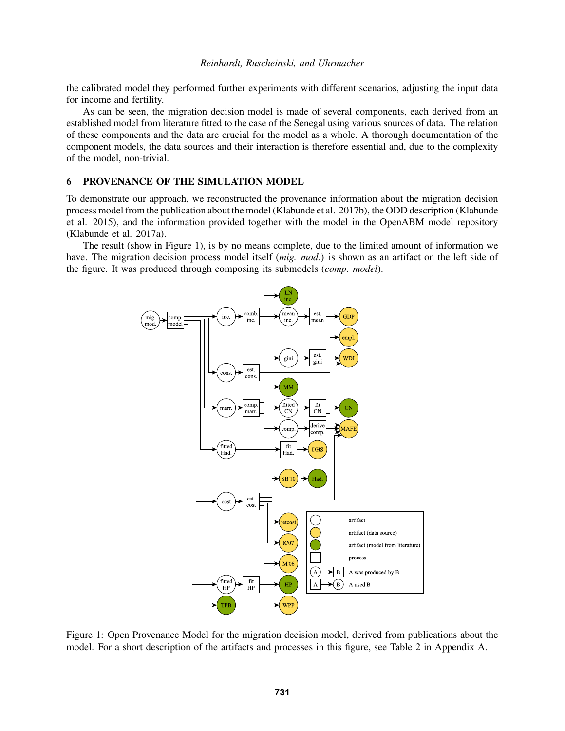the calibrated model they performed further experiments with different scenarios, adjusting the input data for income and fertility.

As can be seen, the migration decision model is made of several components, each derived from an established model from literature fitted to the case of the Senegal using various sources of data. The relation of these components and the data are crucial for the model as a whole. A thorough documentation of the component models, the data sources and their interaction is therefore essential and, due to the complexity of the model, non-trivial.

## 6 PROVENANCE OF THE SIMULATION MODEL

To demonstrate our approach, we reconstructed the provenance information about the migration decision process model from the publication about the model (Klabunde et al. 2017b), the ODD description (Klabunde et al. 2015), and the information provided together with the model in the OpenABM model repository (Klabunde et al. 2017a).

The result (show in Figure 1), is by no means complete, due to the limited amount of information we have. The migration decision process model itself (*mig. mod.*) is shown as an artifact on the left side of the figure. It was produced through composing its submodels (*comp. model*).

mig. mod.
comp. model
inc.
comb. inc.
LN inc.
mean inc.
est. mean
GDP
empl.
gini
est. gini
WDI
cons.
est. cons.
MM
marr.
comp. marr.
fitted CN
fit CN
CN
comp.
derive comp.
MAFE
fitted Had.
fit Had.
DHS
SB'10
Had.
cost
est. cost
jetcost
K'07
M'06
fitted HP
fit HP
HP
WPP
TPB

artifact
artifact (data source)
artifact (model from literature)
process
A was produced by B
A used B

Figure 1: Open Provenance Model for the migration decision model, derived from publications about the model. For a short description of the artifacts and processes in this figure, see Table 2 in Appendix A.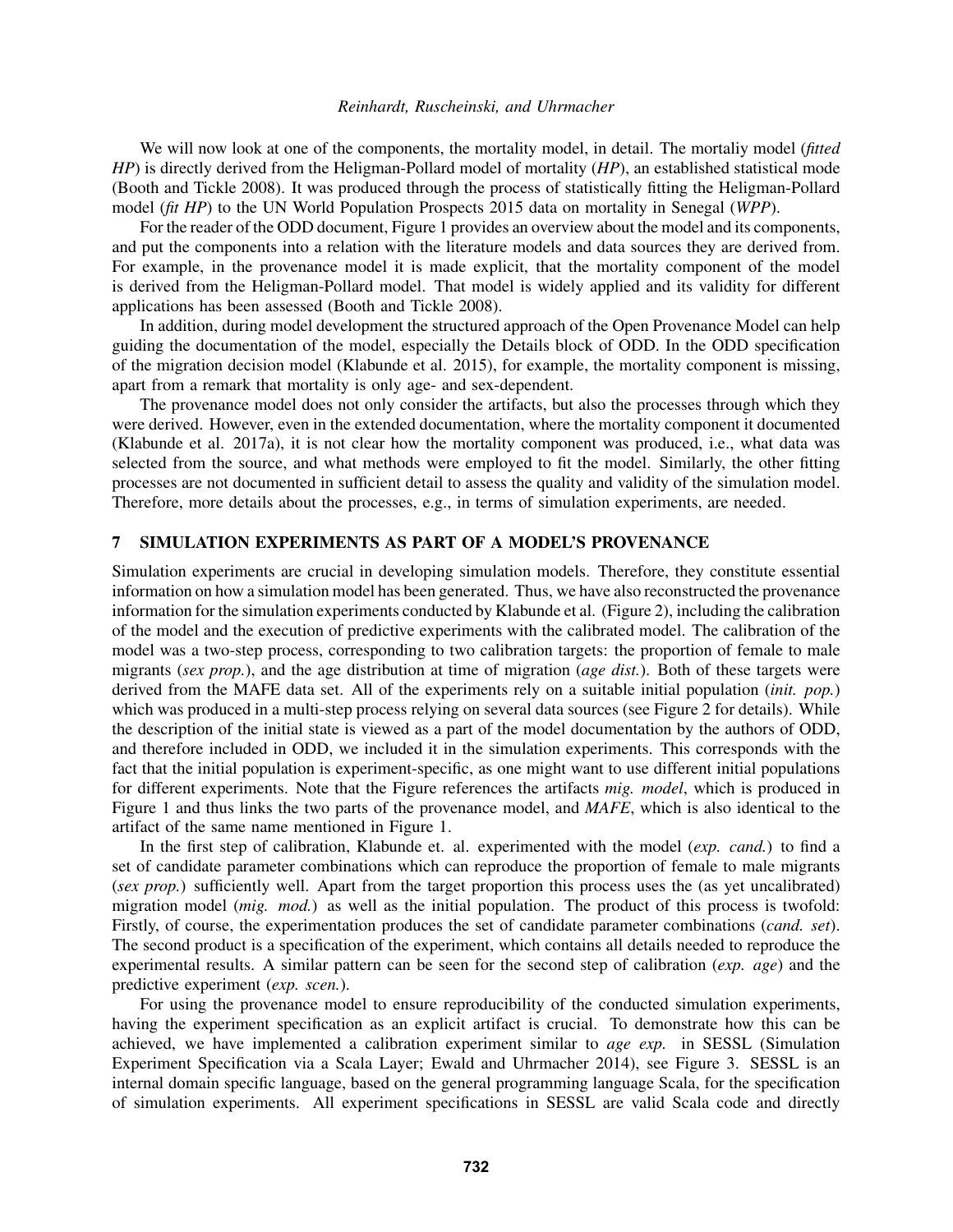We will now look at one of the components, the mortality model, in detail. The mortaliy model (*fitted HP*) is directly derived from the Heligman-Pollard model of mortality (*HP*), an established statistical mode (Booth and Tickle 2008). It was produced through the process of statistically fitting the Heligman-Pollard model (*fit HP*) to the UN World Population Prospects 2015 data on mortality in Senegal (*WPP*).

For the reader of the ODD document, Figure 1 provides an overview about the model and its components, and put the components into a relation with the literature models and data sources they are derived from. For example, in the provenance model it is made explicit, that the mortality component of the model is derived from the Heligman-Pollard model. That model is widely applied and its validity for different applications has been assessed (Booth and Tickle 2008).

In addition, during model development the structured approach of the Open Provenance Model can help guiding the documentation of the model, especially the Details block of ODD. In the ODD specification of the migration decision model (Klabunde et al. 2015), for example, the mortality component is missing, apart from a remark that mortality is only age- and sex-dependent.

The provenance model does not only consider the artifacts, but also the processes through which they were derived. However, even in the extended documentation, where the mortality component it documented (Klabunde et al. 2017a), it is not clear how the mortality component was produced, i.e., what data was selected from the source, and what methods were employed to fit the model. Similarly, the other fitting processes are not documented in sufficient detail to assess the quality and validity of the simulation model. Therefore, more details about the processes, e.g., in terms of simulation experiments, are needed.

## 7 SIMULATION EXPERIMENTS AS PART OF A MODEL'S PROVENANCE

Simulation experiments are crucial in developing simulation models. Therefore, they constitute essential information on how a simulation model has been generated. Thus, we have also reconstructed the provenance information for the simulation experiments conducted by Klabunde et al. (Figure 2), including the calibration of the model and the execution of predictive experiments with the calibrated model. The calibration of the model was a two-step process, corresponding to two calibration targets: the proportion of female to male migrants (*sex prop.*), and the age distribution at time of migration (*age dist.*). Both of these targets were derived from the MAFE data set. All of the experiments rely on a suitable initial population (*init. pop.*) which was produced in a multi-step process relying on several data sources (see Figure 2 for details). While the description of the initial state is viewed as a part of the model documentation by the authors of ODD, and therefore included in ODD, we included it in the simulation experiments. This corresponds with the fact that the initial population is experiment-specific, as one might want to use different initial populations for different experiments. Note that the Figure references the artifacts *mig. model*, which is produced in Figure 1 and thus links the two parts of the provenance model, and *MAFE*, which is also identical to the artifact of the same name mentioned in Figure 1.

In the first step of calibration, Klabunde et. al. experimented with the model (*exp. cand.*) to find a set of candidate parameter combinations which can reproduce the proportion of female to male migrants (*sex prop.*) sufficiently well. Apart from the target proportion this process uses the (as yet uncalibrated) migration model (*mig. mod.*) as well as the initial population. The product of this process is twofold: Firstly, of course, the experimentation produces the set of candidate parameter combinations (*cand. set*). The second product is a specification of the experiment, which contains all details needed to reproduce the experimental results. A similar pattern can be seen for the second step of calibration (*exp. age*) and the predictive experiment (*exp. scen.*).

For using the provenance model to ensure reproducibility of the conducted simulation experiments, having the experiment specification as an explicit artifact is crucial. To demonstrate how this can be achieved, we have implemented a calibration experiment similar to *age exp.* in SESSL (Simulation Experiment Specification via a Scala Layer; Ewald and Uhrmacher 2014), see Figure 3. SESSL is an internal domain specific language, based on the general programming language Scala, for the specification of simulation experiments. All experiment specifications in SESSL are valid Scala code and directly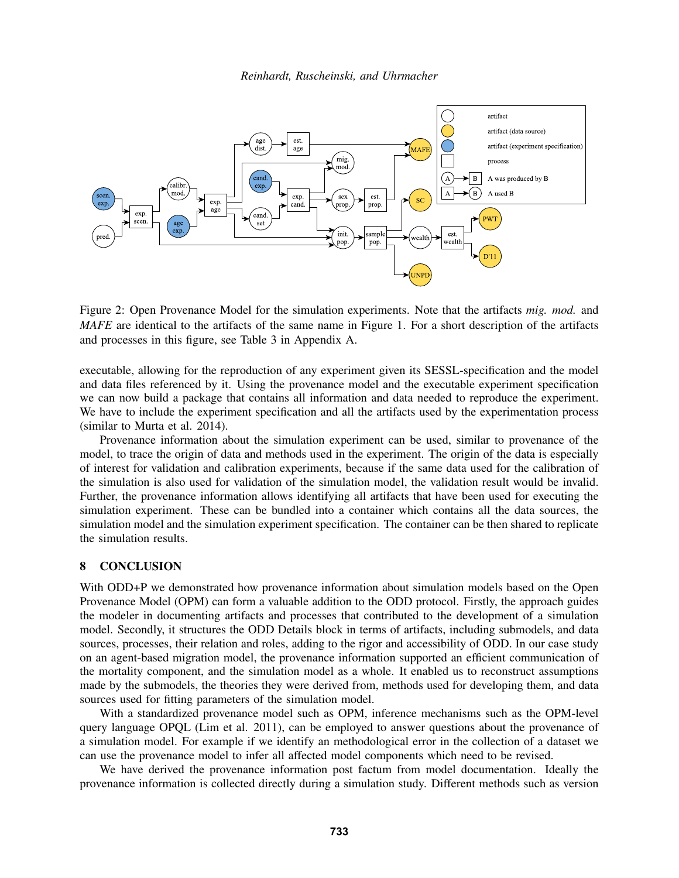artifact

artifact (data source)

artifact (experiment specification)

process

A was produced by B

A used B

scen. exp.

pred.

exp. scen.

calibr. mod.

age exp.

exp. age

age dist.

est. age

cand. exp.

cand. set

exp. cand.

mig. mod.

sex prop.

est. prop.

init. pop.

sample pop.

wealth

est. wealth

MAFE

SC

PWT

D'11

UNPD

Figure 2: Open Provenance Model for the simulation experiments. Note that the artifacts *mig. mod.* and *MAFE* are identical to the artifacts of the same name in Figure 1. For a short description of the artifacts and processes in this figure, see Table 3 in Appendix A.

executable, allowing for the reproduction of any experiment given its SESSL-specification and the model and data files referenced by it. Using the provenance model and the executable experiment specification we can now build a package that contains all information and data needed to reproduce the experiment. We have to include the experiment specification and all the artifacts used by the experimentation process (similar to Murta et al. 2014).

Provenance information about the simulation experiment can be used, similar to provenance of the model, to trace the origin of data and methods used in the experiment. The origin of the data is especially of interest for validation and calibration experiments, because if the same data used for the calibration of the simulation is also used for validation of the simulation model, the validation result would be invalid. Further, the provenance information allows identifying all artifacts that have been used for executing the simulation experiment. These can be bundled into a container which contains all the data sources, the simulation model and the simulation experiment specification. The container can be then shared to replicate the simulation results.

## 8 CONCLUSION

With ODD+P we demonstrated how provenance information about simulation models based on the Open Provenance Model (OPM) can form a valuable addition to the ODD protocol. Firstly, the approach guides the modeler in documenting artifacts and processes that contributed to the development of a simulation model. Secondly, it structures the ODD Details block in terms of artifacts, including submodels, and data sources, processes, their relation and roles, adding to the rigor and accessibility of ODD. In our case study on an agent-based migration model, the provenance information supported an efficient communication of the mortality component, and the simulation model as a whole. It enabled us to reconstruct assumptions made by the submodels, the theories they were derived from, methods used for developing them, and data sources used for fitting parameters of the simulation model.

With a standardized provenance model such as OPM, inference mechanisms such as the OPM-level query language OPQL (Lim et al. 2011), can be employed to answer questions about the provenance of a simulation model. For example if we identify an methodological error in the collection of a dataset we can use the provenance model to infer all affected model components which need to be revised.

We have derived the provenance information post factum from model documentation. Ideally the provenance information is collected directly during a simulation study. Different methods such as version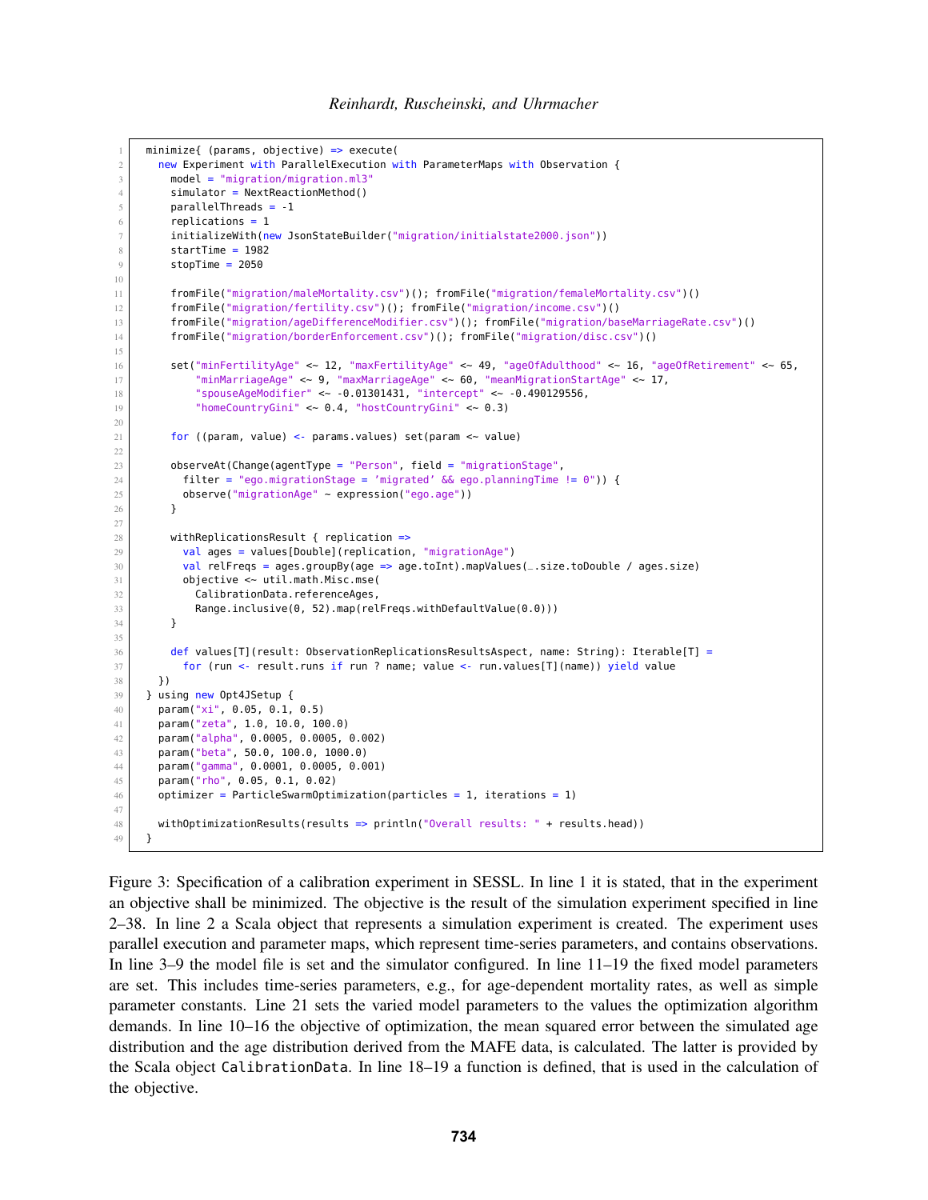```
minimize{ (params, objective) => execute(
  new Experiment with ParallelExecution with ParameterMaps with Observation {
    model = "migration/migration.ml3"
    simulator = NextReactionMethod()
    parallelThreads = -1
    replications = 1
    initializeWith(new JsonStateBuilder("migration/initialstate2000.json"))
    startTime = 1982
    stopTime = 2050

    fromFile("migration/maleMortality.csv")(); fromFile("migration/femaleMortality.csv")()
    fromFile("migration/fertility.csv")(); fromFile("migration/income.csv")()
    fromFile("migration/ageDifferenceModifier.csv")(); fromFile("migration/baseMarriageRate.csv")()
    fromFile("migration/borderEnforcement.csv")(); fromFile("migration/disc.csv")()

    set("minFertilityAge" <~ 12, "maxFertilityAge" <~ 49, "ageOfAdulthood" <~ 16, "ageOfRetirement" <~ 65,
        "minMarriageAge" <~ 9, "maxMarriageAge" <~ 60, "meanMigrationStartAge" <~ 17,
        "spouseAgeModifier" <~ -0.01301431, "intercept" <~ -0.490129556,
        "homeCountryGini" <~ 0.4, "hostCountryGini" <~ 0.3)

    for ((param, value) <- params.values) set(param <~ value)

    observeAt(Change(agentType = "Person", field = "migrationStage",
      filter = "ego.migrationStage = 'migrated' && ego.planningTime != 0")) {
      observe("migrationAge" ~ expression("ego.age"))
    }

    withReplicationsResult { replication =>
      val ages = values[Double](replication, "migrationAge")
      val relFreqs = ages.groupBy(age => age.toInt).mapValues(_.size.toDouble / ages.size)
      objective <~ util.math.Misc.mse(
        CalibrationData.referenceAges,
        Range.inclusive(0, 52).map(relFreqs.withDefaultValue(0.0)))
    }

    def values[T](result: ObservationReplicationsResultsAspect, name: String): Iterable[T] =
      for (run <- result.runs if run ? name; value <- run.values[T](name)) yield value
  })
} using new Opt4JSetup {
  param("xi", 0.05, 0.1, 0.5)
  param("zeta", 1.0, 10.0, 100.0)
  param("alpha", 0.0005, 0.0005, 0.002)
  param("beta", 50.0, 100.0, 1000.0)
  param("gamma", 0.0001, 0.0005, 0.001)
  param("rho", 0.05, 0.1, 0.02)
  optimizer = ParticleSwarmOptimization(particles = 1, iterations = 1)

  withOptimizationResults(results => println("Overall results: " + results.head))
}
```

Figure 3: Specification of a calibration experiment in SESSL. In line 1 it is stated, that in the experiment an objective shall be minimized. The objective is the result of the simulation experiment specified in line 2–38. In line 2 a Scala object that represents a simulation experiment is created. The experiment uses parallel execution and parameter maps, which represent time-series parameters, and contains observations. In line 3–9 the model file is set and the simulator configured. In line 11–19 the fixed model parameters are set. This includes time-series parameters, e.g., for age-dependent mortality rates, as well as simple parameter constants. Line 21 sets the varied model parameters to the values the optimization algorithm demands. In line 10–16 the objective of optimization, the mean squared error between the simulated age distribution and the age distribution derived from the MAFE data, is calculated. The latter is provided by the Scala object `CalibrationData`. In line 18–19 a function is defined, that is used in the calculation of the objective.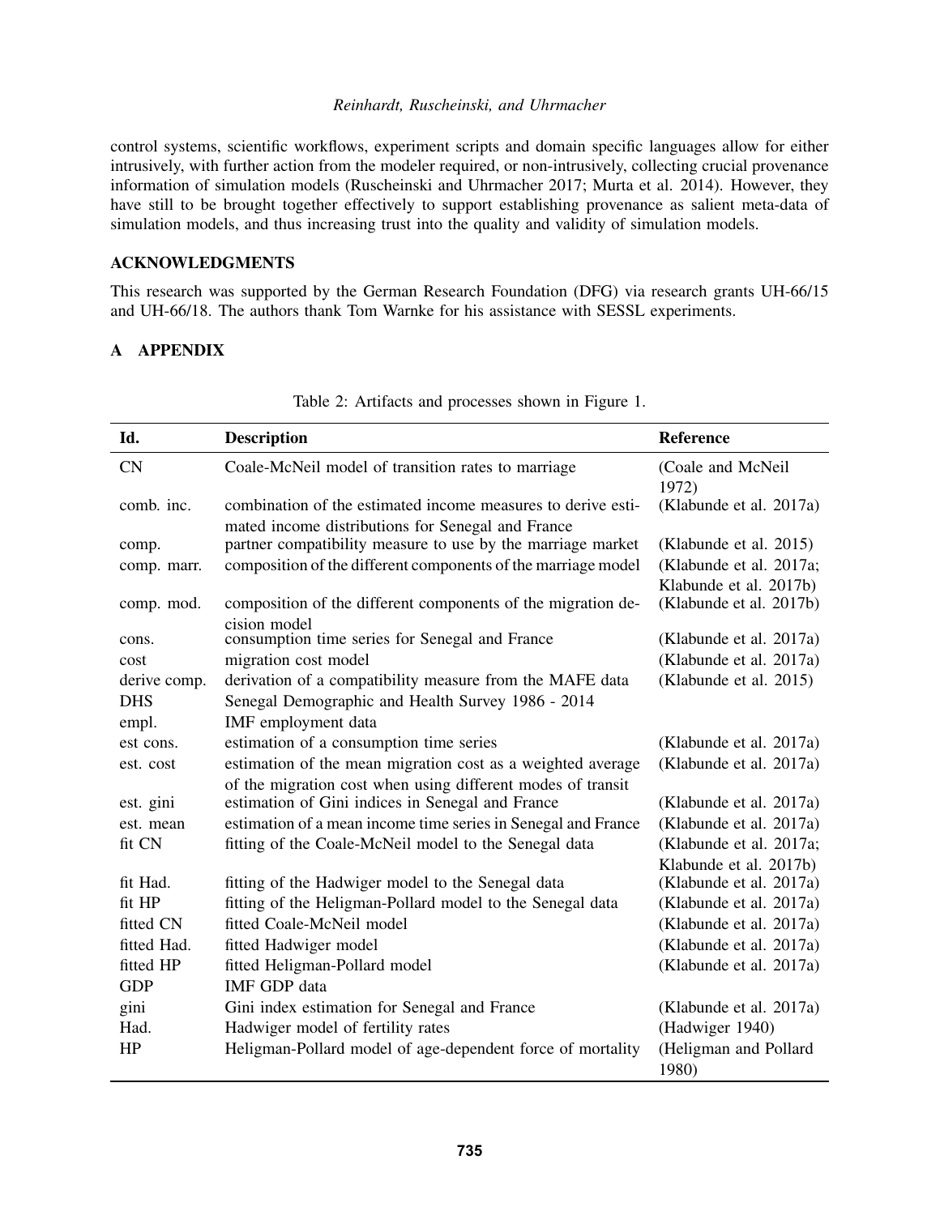control systems, scientific workflows, experiment scripts and domain specific languages allow for either intrusively, with further action from the modeler required, or non-intrusively, collecting crucial provenance information of simulation models (Ruscheinski and Uhrmacher 2017; Murta et al. 2014). However, they have still to be brought together effectively to support establishing provenance as salient meta-data of simulation models, and thus increasing trust into the quality and validity of simulation models.

## ACKNOWLEDGMENTS

This research was supported by the German Research Foundation (DFG) via research grants UH-66/15 and UH-66/18. The authors thank Tom Warnke for his assistance with SESSL experiments.

## A APPENDIX

Table 2: Artifacts and processes shown in Figure 1.

| Id. | Description | Reference |
|---|---|---|
| CN | Coale-McNeil model of transition rates to marriage | (Coale and McNeil 1972) |
| comb. inc. | combination of the estimated income measures to derive estimated income distributions for Senegal and France | (Klabunde et al. 2017a) |
| comp. | partner compatibility measure to use by the marriage market | (Klabunde et al. 2015) |
| comp. marr. | composition of the different components of the marriage model | (Klabunde et al. 2017a; Klabunde et al. 2017b) |
| comp. mod. | composition of the different components of the migration decision model | (Klabunde et al. 2017b) |
| cons. | consumption time series for Senegal and France | (Klabunde et al. 2017a) |
| cost | migration cost model | (Klabunde et al. 2017a) |
| derive comp. | derivation of a compatibility measure from the MAFE data | (Klabunde et al. 2015) |
| DHS | Senegal Demographic and Health Survey 1986 - 2014 | |
| empl. | IMF employment data | |
| est cons. | estimation of a consumption time series | (Klabunde et al. 2017a) |
| est. cost | estimation of the mean migration cost as a weighted average of the migration cost when using different modes of transit | (Klabunde et al. 2017a) |
| est. gini | estimation of Gini indices in Senegal and France | (Klabunde et al. 2017a) |
| est. mean | estimation of a mean income time series in Senegal and France | (Klabunde et al. 2017a) |
| fit CN | fitting of the Coale-McNeil model to the Senegal data | (Klabunde et al. 2017a; Klabunde et al. 2017b) |
| fit Had. | fitting of the Hadwiger model to the Senegal data | (Klabunde et al. 2017a) |
| fit HP | fitting of the Heligman-Pollard model to the Senegal data | (Klabunde et al. 2017a) |
| fitted CN | fitted Coale-McNeil model | (Klabunde et al. 2017a) |
| fitted Had. | fitted Hadwiger model | (Klabunde et al. 2017a) |
| fitted HP | fitted Heligman-Pollard model | (Klabunde et al. 2017a) |
| GDP | IMF GDP data | |
| gini | Gini index estimation for Senegal and France | (Klabunde et al. 2017a) |
| Had. | Hadwiger model of fertility rates | (Hadwiger 1940) |
| HP | Heligman-Pollard model of age-dependent force of mortality | (Heligman and Pollard 1980) |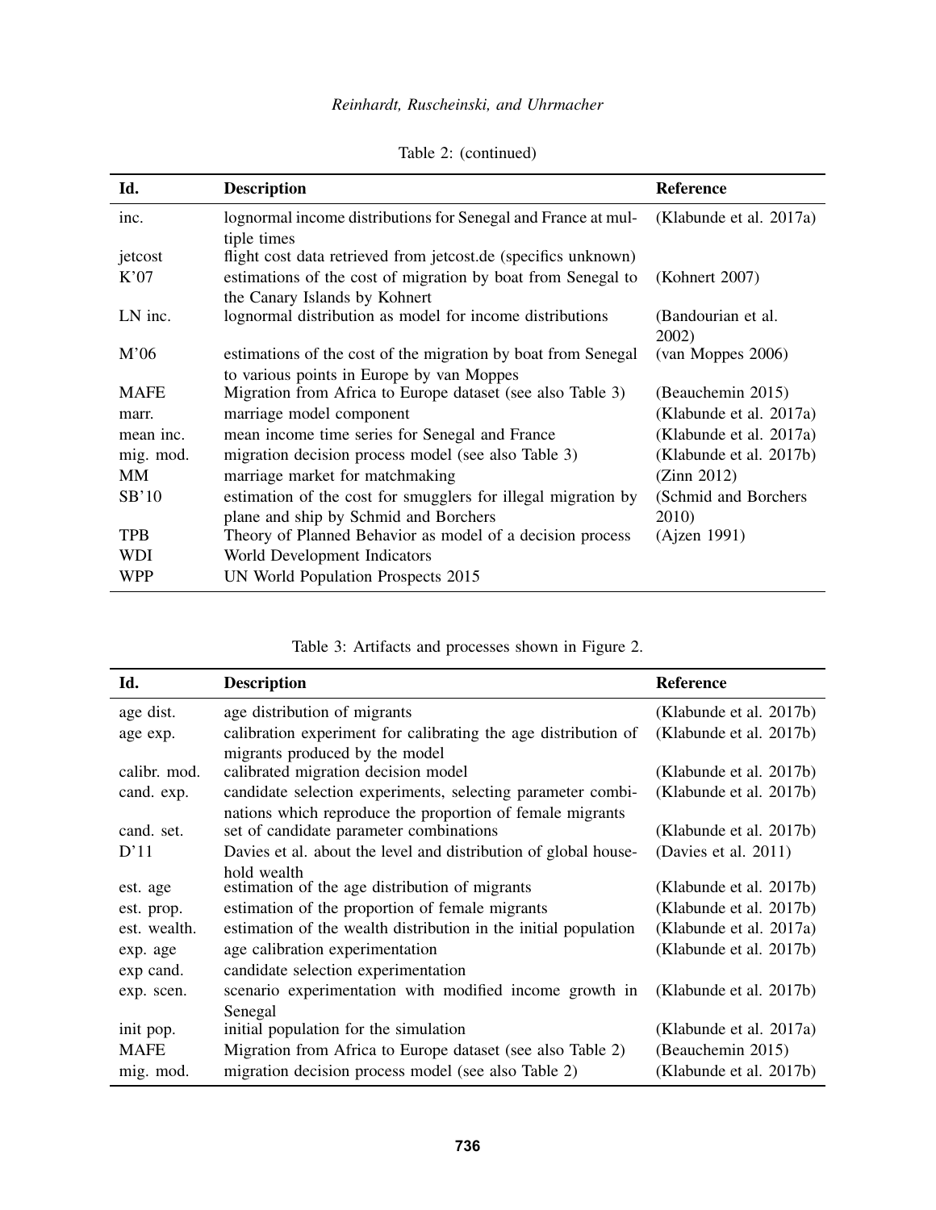Table 2: (continued)

| Id. | Description | Reference |
|---|---|---|
| inc. | lognormal income distributions for Senegal and France at multiple times | (Klabunde et al. 2017a) |
| jetcost | flight cost data retrieved from jetcost.de (specifics unknown) | |
| K'07 | estimations of the cost of migration by boat from Senegal to the Canary Islands by Kohnert | (Kohnert 2007) |
| LN inc. | lognormal distribution as model for income distributions | (Bandourian et al. 2002) |
| M'06 | estimations of the cost of the migration by boat from Senegal to various points in Europe by van Moppes | (van Moppes 2006) |
| MAFE | Migration from Africa to Europe dataset (see also Table 3) | (Beauchemin 2015) |
| marr. | marriage model component | (Klabunde et al. 2017a) |
| mean inc. | mean income time series for Senegal and France | (Klabunde et al. 2017a) |
| mig. mod. | migration decision process model (see also Table 3) | (Klabunde et al. 2017b) |
| MM | marriage market for matchmaking | (Zinn 2012) |
| SB'10 | estimation of the cost for smugglers for illegal migration by plane and ship by Schmid and Borchers | (Schmid and Borchers 2010) |
| TPB | Theory of Planned Behavior as model of a decision process | (Ajzen 1991) |
| WDI | World Development Indicators | |
| WPP | UN World Population Prospects 2015 | |

Table 3: Artifacts and processes shown in Figure 2.

| Id. | Description | Reference |
|---|---|---|
| age dist. | age distribution of migrants | (Klabunde et al. 2017b) |
| age exp. | calibration experiment for calibrating the age distribution of migrants produced by the model | (Klabunde et al. 2017b) |
| calibr. mod. | calibrated migration decision model | (Klabunde et al. 2017b) |
| cand. exp. | candidate selection experiments, selecting parameter combinations which reproduce the proportion of female migrants | (Klabunde et al. 2017b) |
| cand. set. | set of candidate parameter combinations | (Klabunde et al. 2017b) |
| D'11 | Davies et al. about the level and distribution of global household wealth | (Davies et al. 2011) |
| est. age | estimation of the age distribution of migrants | (Klabunde et al. 2017b) |
| est. prop. | estimation of the proportion of female migrants | (Klabunde et al. 2017b) |
| est. wealth. | estimation of the wealth distribution in the initial population | (Klabunde et al. 2017a) |
| exp. age | age calibration experimentation | (Klabunde et al. 2017b) |
| exp cand. | candidate selection experimentation | |
| exp. scen. | scenario experimentation with modified income growth in Senegal | (Klabunde et al. 2017b) |
| init pop. | initial population for the simulation | (Klabunde et al. 2017a) |
| MAFE | Migration from Africa to Europe dataset (see also Table 2) | (Beauchemin 2015) |
| mig. mod. | migration decision process model (see also Table 2) | (Klabunde et al. 2017b) |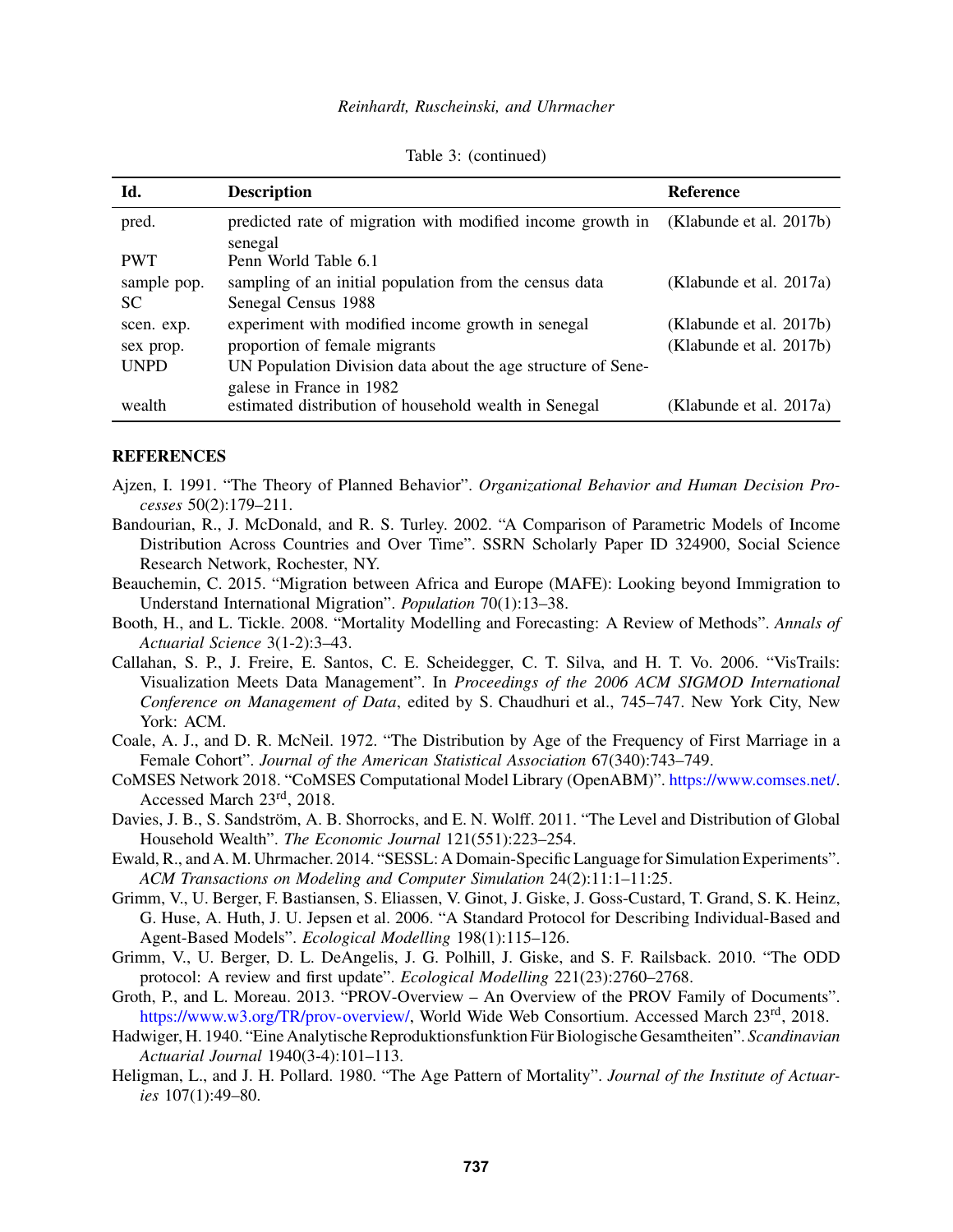Table 3: (continued)

| Id. | Description | Reference |
|---|---|---|
| pred. | predicted rate of migration with modified income growth in senegal | (Klabunde et al. 2017b) |
| PWT | Penn World Table 6.1 | |
| sample pop. | sampling of an initial population from the census data | (Klabunde et al. 2017a) |
| SC | Senegal Census 1988 | |
| scen. exp. | experiment with modified income growth in senegal | (Klabunde et al. 2017b) |
| sex prop. | proportion of female migrants | (Klabunde et al. 2017b) |
| UNPD | UN Population Division data about the age structure of Senegalese in France in 1982 | |
| wealth | estimated distribution of household wealth in Senegal | (Klabunde et al. 2017a) |

## REFERENCES

Ajzen, I. 1991. "The Theory of Planned Behavior". *Organizational Behavior and Human Decision Processes* 50(2):179–211.

Bandourian, R., J. McDonald, and R. S. Turley. 2002. "A Comparison of Parametric Models of Income Distribution Across Countries and Over Time". SSRN Scholarly Paper ID 324900, Social Science Research Network, Rochester, NY.

Beauchemin, C. 2015. "Migration between Africa and Europe (MAFE): Looking beyond Immigration to Understand International Migration". *Population* 70(1):13–38.

Booth, H., and L. Tickle. 2008. "Mortality Modelling and Forecasting: A Review of Methods". *Annals of Actuarial Science* 3(1-2):3–43.

Callahan, S. P., J. Freire, E. Santos, C. E. Scheidegger, C. T. Silva, and H. T. Vo. 2006. "VisTrails: Visualization Meets Data Management". In *Proceedings of the 2006 ACM SIGMOD International Conference on Management of Data*, edited by S. Chaudhuri et al., 745–747. New York City, New York: ACM.

Coale, A. J., and D. R. McNeil. 1972. "The Distribution by Age of the Frequency of First Marriage in a Female Cohort". *Journal of the American Statistical Association* 67(340):743–749.

CoMSES Network 2018. "CoMSES Computational Model Library (OpenABM)". https://www.comses.net/. Accessed March 23rd, 2018.

Davies, J. B., S. Sandström, A. B. Shorrocks, and E. N. Wolff. 2011. "The Level and Distribution of Global Household Wealth". *The Economic Journal* 121(551):223–254.

Ewald, R., and A. M. Uhrmacher. 2014. "SESSL: A Domain-Specific Language for Simulation Experiments". *ACM Transactions on Modeling and Computer Simulation* 24(2):11:1–11:25.

Grimm, V., U. Berger, F. Bastiansen, S. Eliassen, V. Ginot, J. Giske, J. Goss-Custard, T. Grand, S. K. Heinz, G. Huse, A. Huth, J. U. Jepsen et al. 2006. "A Standard Protocol for Describing Individual-Based and Agent-Based Models". *Ecological Modelling* 198(1):115–126.

Grimm, V., U. Berger, D. L. DeAngelis, J. G. Polhill, J. Giske, and S. F. Railsback. 2010. "The ODD protocol: A review and first update". *Ecological Modelling* 221(23):2760–2768.

Groth, P., and L. Moreau. 2013. "PROV-Overview – An Overview of the PROV Family of Documents". https://www.w3.org/TR/prov-overview/, World Wide Web Consortium. Accessed March 23rd, 2018.

Hadwiger, H. 1940. "Eine Analytische Reproduktionsfunktion Für Biologische Gesamtheiten". *Scandinavian Actuarial Journal* 1940(3-4):101–113.

Heligman, L., and J. H. Pollard. 1980. "The Age Pattern of Mortality". *Journal of the Institute of Actuaries* 107(1):49–80.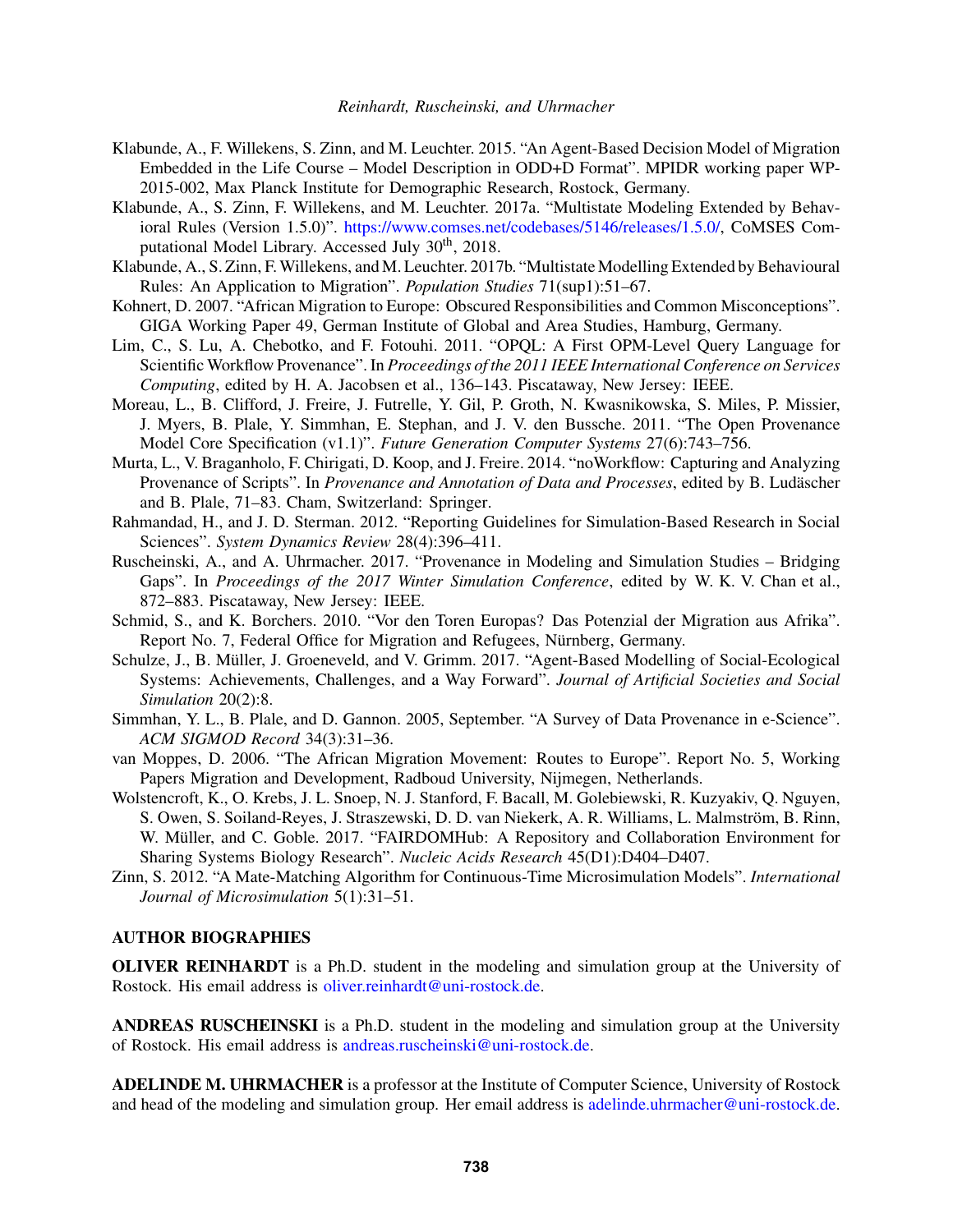Klabunde, A., F. Willekens, S. Zinn, and M. Leuchter. 2015. "An Agent-Based Decision Model of Migration Embedded in the Life Course – Model Description in ODD+D Format". MPIDR working paper WP-2015-002, Max Planck Institute for Demographic Research, Rostock, Germany.

Klabunde, A., S. Zinn, F. Willekens, and M. Leuchter. 2017a. "Multistate Modeling Extended by Behavioral Rules (Version 1.5.0)". https://www.comses.net/codebases/5146/releases/1.5.0/, CoMSES Computational Model Library. Accessed July 30th, 2018.

Klabunde, A., S. Zinn, F. Willekens, and M. Leuchter. 2017b. "Multistate Modelling Extended by Behavioural Rules: An Application to Migration". *Population Studies* 71(sup1):51–67.

Kohnert, D. 2007. "African Migration to Europe: Obscured Responsibilities and Common Misconceptions". GIGA Working Paper 49, German Institute of Global and Area Studies, Hamburg, Germany.

Lim, C., S. Lu, A. Chebotko, and F. Fotouhi. 2011. "OPQL: A First OPM-Level Query Language for Scientific Workflow Provenance". In *Proceedings of the 2011 IEEE International Conference on Services Computing*, edited by H. A. Jacobsen et al., 136–143. Piscataway, New Jersey: IEEE.

Moreau, L., B. Clifford, J. Freire, J. Futrelle, Y. Gil, P. Groth, N. Kwasnikowska, S. Miles, P. Missier, J. Myers, B. Plale, Y. Simmhan, E. Stephan, and J. V. den Bussche. 2011. "The Open Provenance Model Core Specification (v1.1)". *Future Generation Computer Systems* 27(6):743–756.

Murta, L., V. Braganholo, F. Chirigati, D. Koop, and J. Freire. 2014. "noWorkflow: Capturing and Analyzing Provenance of Scripts". In *Provenance and Annotation of Data and Processes*, edited by B. Ludäscher and B. Plale, 71–83. Cham, Switzerland: Springer.

Rahmandad, H., and J. D. Sterman. 2012. "Reporting Guidelines for Simulation-Based Research in Social Sciences". *System Dynamics Review* 28(4):396–411.

Ruscheinski, A., and A. Uhrmacher. 2017. "Provenance in Modeling and Simulation Studies – Bridging Gaps". In *Proceedings of the 2017 Winter Simulation Conference*, edited by W. K. V. Chan et al., 872–883. Piscataway, New Jersey: IEEE.

Schmid, S., and K. Borchers. 2010. "Vor den Toren Europas? Das Potenzial der Migration aus Afrika". Report No. 7, Federal Office for Migration and Refugees, Nürnberg, Germany.

Schulze, J., B. Müller, J. Groeneveld, and V. Grimm. 2017. "Agent-Based Modelling of Social-Ecological Systems: Achievements, Challenges, and a Way Forward". *Journal of Artificial Societies and Social Simulation* 20(2):8.

Simmhan, Y. L., B. Plale, and D. Gannon. 2005, September. "A Survey of Data Provenance in e-Science". *ACM SIGMOD Record* 34(3):31–36.

van Moppes, D. 2006. "The African Migration Movement: Routes to Europe". Report No. 5, Working Papers Migration and Development, Radboud University, Nijmegen, Netherlands.

Wolstencroft, K., O. Krebs, J. L. Snoep, N. J. Stanford, F. Bacall, M. Golebiewski, R. Kuzyakiv, Q. Nguyen, S. Owen, S. Soiland-Reyes, J. Straszewski, D. D. van Niekerk, A. R. Williams, L. Malmström, B. Rinn, W. Müller, and C. Goble. 2017. "FAIRDOMHub: A Repository and Collaboration Environment for Sharing Systems Biology Research". *Nucleic Acids Research* 45(D1):D404–D407.

Zinn, S. 2012. "A Mate-Matching Algorithm for Continuous-Time Microsimulation Models". *International Journal of Microsimulation* 5(1):31–51.

## AUTHOR BIOGRAPHIES

**OLIVER REINHARDT** is a Ph.D. student in the modeling and simulation group at the University of Rostock. His email address is oliver.reinhardt@uni-rostock.de.

**ANDREAS RUSCHEINSKI** is a Ph.D. student in the modeling and simulation group at the University of Rostock. His email address is andreas.ruscheinski@uni-rostock.de.

**ADELINDE M. UHRMACHER** is a professor at the Institute of Computer Science, University of Rostock and head of the modeling and simulation group. Her email address is adelinde.uhrmacher@uni-rostock.de.